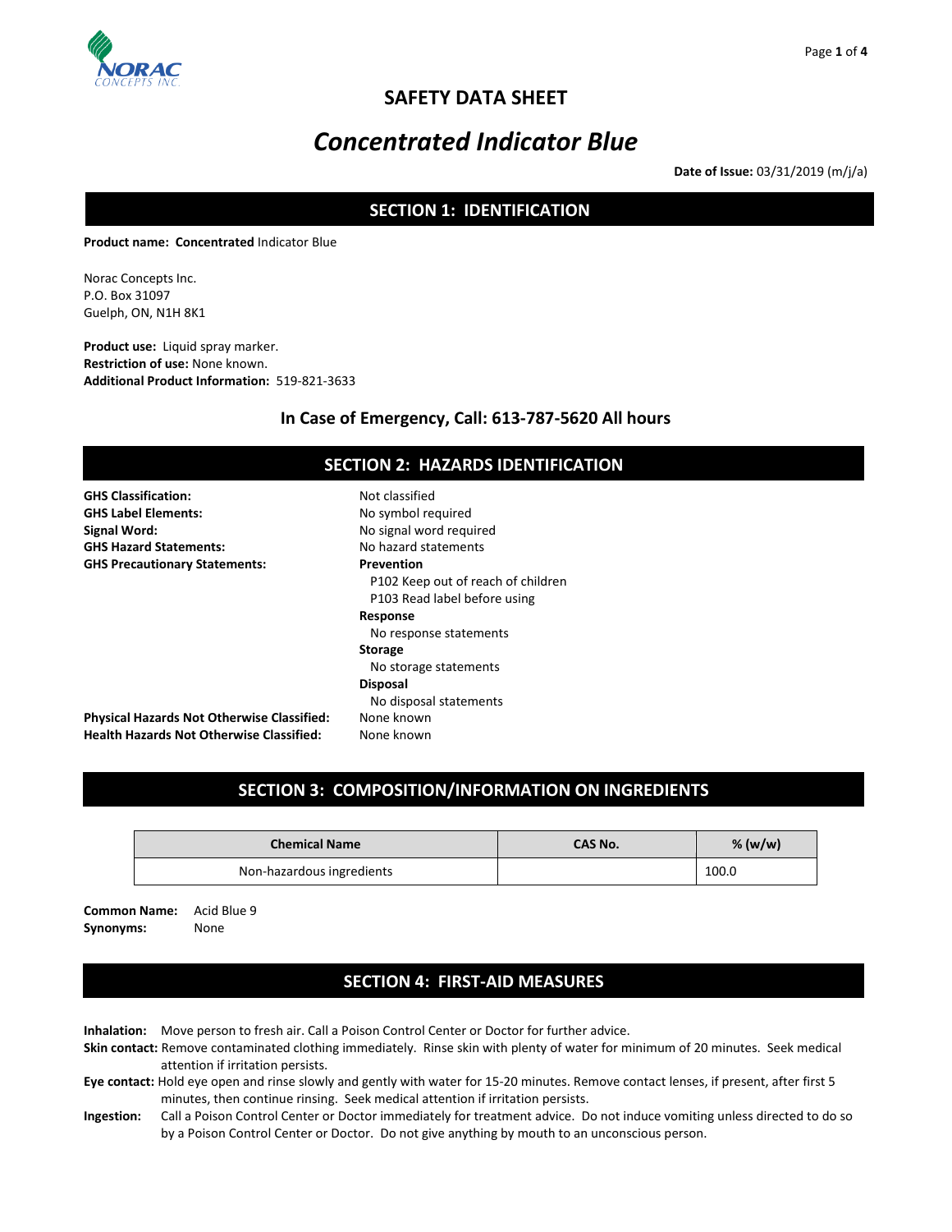# SAFETY DATA SHEET

# *Concentrated Indicator Blue*

**Date of Issue:** 03/31/2019 (m/j/a)

## SECTION 1: IDENTIFICATION

**Product name: Concentrated** Indicator Blue

Norac Concepts Inc.
P.O. Box 31097
Guelph, ON, N1H 8K1

**Product use:** Liquid spray marker.
**Restriction of use:** None known.
**Additional Product Information:** 519-821-3633

**In Case of Emergency, Call: 613-787-5620 All hours**

## SECTION 2: HAZARDS IDENTIFICATION

**GHS Classification:** Not classified
**GHS Label Elements:** No symbol required
**Signal Word:** No signal word required
**GHS Hazard Statements:** No hazard statements
**GHS Precautionary Statements:**

**Prevention**
- P102 Keep out of reach of children
- P103 Read label before using

**Response**
- No response statements

**Storage**
- No storage statements

**Disposal**
- No disposal statements

**Physical Hazards Not Otherwise Classified:** None known
**Health Hazards Not Otherwise Classified:** None known

## SECTION 3: COMPOSITION/INFORMATION ON INGREDIENTS

| Chemical Name | CAS No. | % (w/w) |
|---|---|---|
| Non-hazardous ingredients | | 100.0 |

**Common Name:** Acid Blue 9
**Synonyms:** None

## SECTION 4: FIRST-AID MEASURES

**Inhalation:** Move person to fresh air. Call a Poison Control Center or Doctor for further advice.

**Skin contact:** Remove contaminated clothing immediately. Rinse skin with plenty of water for minimum of 20 minutes. Seek medical attention if irritation persists.

**Eye contact:** Hold eye open and rinse slowly and gently with water for 15-20 minutes. Remove contact lenses, if present, after first 5 minutes, then continue rinsing. Seek medical attention if irritation persists.

**Ingestion:** Call a Poison Control Center or Doctor immediately for treatment advice. Do not induce vomiting unless directed to do so by a Poison Control Center or Doctor. Do not give anything by mouth to an unconscious person.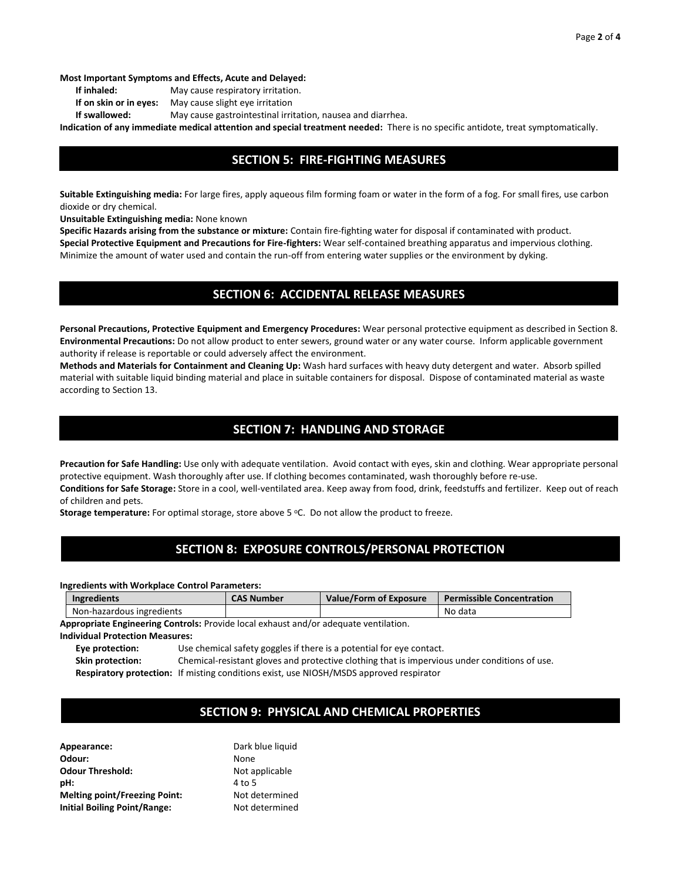**Most Important Symptoms and Effects, Acute and Delayed:**

**If inhaled:** May cause respiratory irritation.

**If on skin or in eyes:** May cause slight eye irritation

**If swallowed:** May cause gastrointestinal irritation, nausea and diarrhea.

**Indication of any immediate medical attention and special treatment needed:** There is no specific antidote, treat symptomatically.

## SECTION 5: FIRE-FIGHTING MEASURES

**Suitable Extinguishing media:** For large fires, apply aqueous film forming foam or water in the form of a fog. For small fires, use carbon dioxide or dry chemical.

**Unsuitable Extinguishing media:** None known

**Specific Hazards arising from the substance or mixture:** Contain fire-fighting water for disposal if contaminated with product.

**Special Protective Equipment and Precautions for Fire-fighters:** Wear self-contained breathing apparatus and impervious clothing. Minimize the amount of water used and contain the run-off from entering water supplies or the environment by dyking.

## SECTION 6: ACCIDENTAL RELEASE MEASURES

**Personal Precautions, Protective Equipment and Emergency Procedures:** Wear personal protective equipment as described in Section 8.

**Environmental Precautions:** Do not allow product to enter sewers, ground water or any water course. Inform applicable government authority if release is reportable or could adversely affect the environment.

**Methods and Materials for Containment and Cleaning Up:** Wash hard surfaces with heavy duty detergent and water. Absorb spilled material with suitable liquid binding material and place in suitable containers for disposal. Dispose of contaminated material as waste according to Section 13.

## SECTION 7: HANDLING AND STORAGE

**Precaution for Safe Handling:** Use only with adequate ventilation. Avoid contact with eyes, skin and clothing. Wear appropriate personal protective equipment. Wash thoroughly after use. If clothing becomes contaminated, wash thoroughly before re-use.

**Conditions for Safe Storage:** Store in a cool, well-ventilated area. Keep away from food, drink, feedstuffs and fertilizer. Keep out of reach of children and pets.

**Storage temperature:** For optimal storage, store above 5 $^{o}$C. Do not allow the product to freeze.

## SECTION 8: EXPOSURE CONTROLS/PERSONAL PROTECTION

**Ingredients with Workplace Control Parameters:**

| Ingredients | CAS Number | Value/Form of Exposure | Permissible Concentration |
|---|---|---|---|
| Non-hazardous ingredients | | | No data |

**Appropriate Engineering Controls:** Provide local exhaust and/or adequate ventilation.

**Individual Protection Measures:**

**Eye protection:** Use chemical safety goggles if there is a potential for eye contact.

**Skin protection:** Chemical-resistant gloves and protective clothing that is impervious under conditions of use.

**Respiratory protection:** If misting conditions exist, use NIOSH/MSDS approved respirator

## SECTION 9: PHYSICAL AND CHEMICAL PROPERTIES

**Appearance:** Dark blue liquid

**Odour:** None

**Odour Threshold:** Not applicable

**pH:** 4 to 5

**Melting point/Freezing Point:** Not determined

**Initial Boiling Point/Range:** Not determined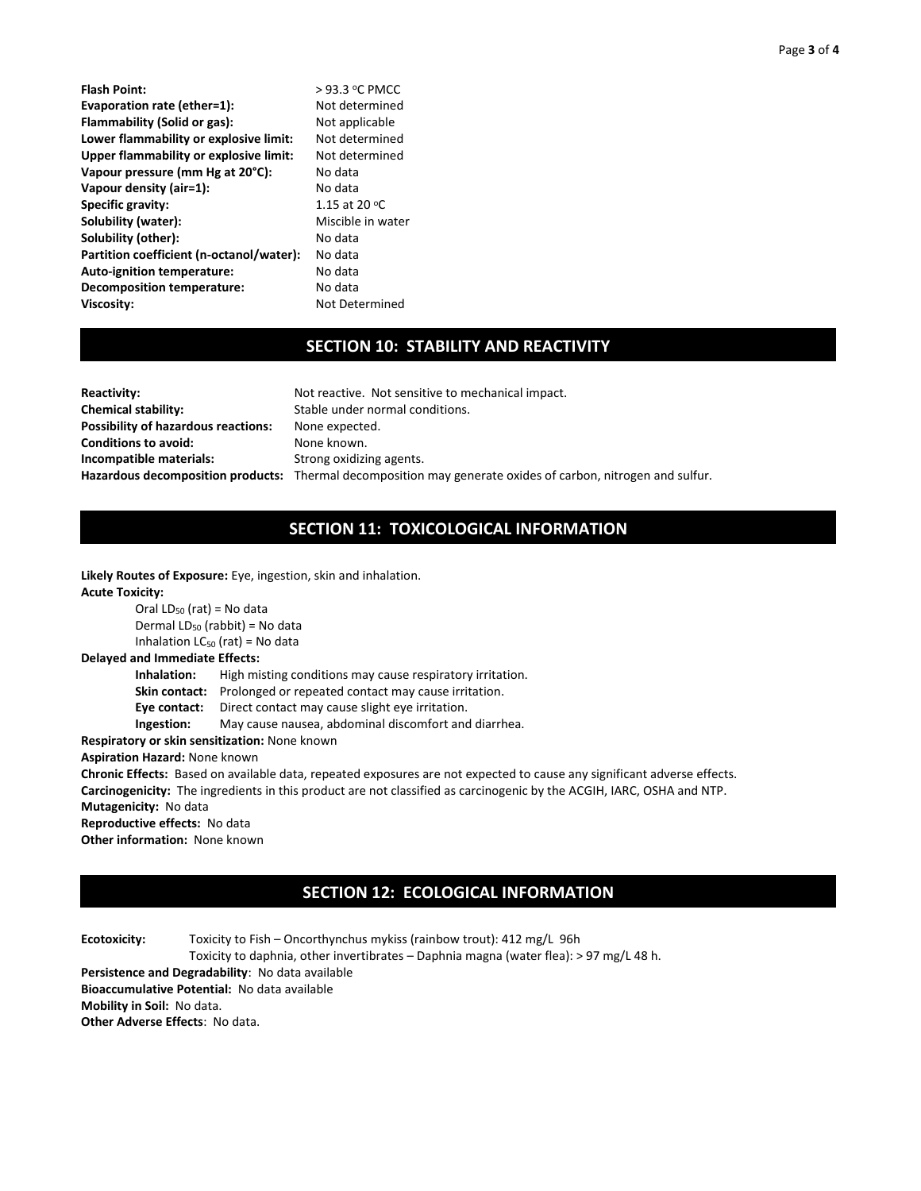| | |
|---|---|
| **Flash Point:** | > 93.3 °C PMCC |
| **Evaporation rate (ether=1):** | Not determined |
| **Flammability (Solid or gas):** | Not applicable |
| **Lower flammability or explosive limit:** | Not determined |
| **Upper flammability or explosive limit:** | Not determined |
| **Vapour pressure (mm Hg at 20°C):** | No data |
| **Vapour density (air=1):** | No data |
| **Specific gravity:** | 1.15 at 20 °C |
| **Solubility (water):** | Miscible in water |
| **Solubility (other):** | No data |
| **Partition coefficient (n-octanol/water):** | No data |
| **Auto-ignition temperature:** | No data |
| **Decomposition temperature:** | No data |
| **Viscosity:** | Not Determined |

## SECTION 10: STABILITY AND REACTIVITY

| | |
|---|---|
| **Reactivity:** | Not reactive. Not sensitive to mechanical impact. |
| **Chemical stability:** | Stable under normal conditions. |
| **Possibility of hazardous reactions:** | None expected. |
| **Conditions to avoid:** | None known. |
| **Incompatible materials:** | Strong oxidizing agents. |
| **Hazardous decomposition products:** | Thermal decomposition may generate oxides of carbon, nitrogen and sulfur. |

## SECTION 11: TOXICOLOGICAL INFORMATION

**Likely Routes of Exposure:** Eye, ingestion, skin and inhalation.

**Acute Toxicity:**

Oral $LD_{50}$ (rat) = No data
Dermal $LD_{50}$ (rabbit) = No data
Inhalation $LC_{50}$ (rat) = No data

**Delayed and Immediate Effects:**

**Inhalation:** High misting conditions may cause respiratory irritation.
**Skin contact:** Prolonged or repeated contact may cause irritation.
**Eye contact:** Direct contact may cause slight eye irritation.
**Ingestion:** May cause nausea, abdominal discomfort and diarrhea.

**Respiratory or skin sensitization:** None known

**Aspiration Hazard:** None known

**Chronic Effects:** Based on available data, repeated exposures are not expected to cause any significant adverse effects.

**Carcinogenicity:** The ingredients in this product are not classified as carcinogenic by the ACGIH, IARC, OSHA and NTP.

**Mutagenicity:** No data

**Reproductive effects:** No data

**Other information:** None known

## SECTION 12: ECOLOGICAL INFORMATION

**Ecotoxicity:** Toxicity to Fish – Oncorthynchus mykiss (rainbow trout): 412 mg/L 96h
Toxicity to daphnia, other invertibrates – Daphnia magna (water flea): > 97 mg/L 48 h.

**Persistence and Degradability**: No data available

**Bioaccumulative Potential:** No data available

**Mobility in Soil:** No data.

**Other Adverse Effects**: No data.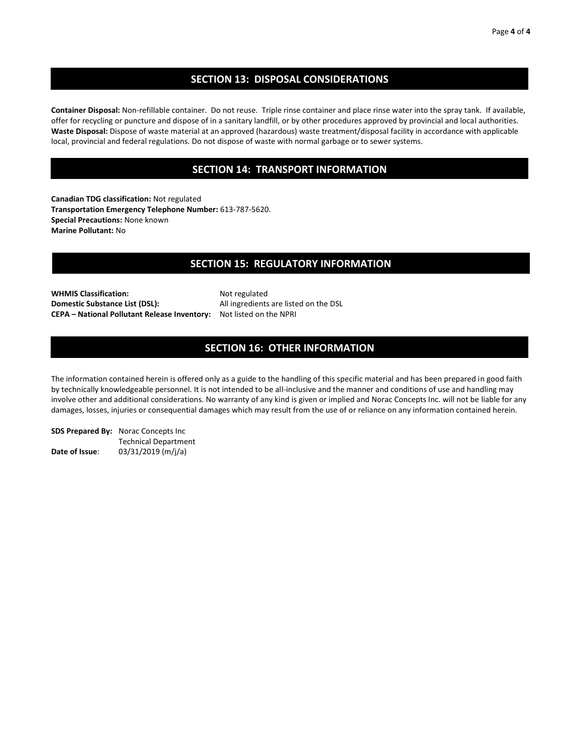## SECTION 13: DISPOSAL CONSIDERATIONS

**Container Disposal:** Non-refillable container. Do not reuse. Triple rinse container and place rinse water into the spray tank. If available, offer for recycling or puncture and dispose of in a sanitary landfill, or by other procedures approved by provincial and local authorities.
**Waste Disposal:** Dispose of waste material at an approved (hazardous) waste treatment/disposal facility in accordance with applicable local, provincial and federal regulations. Do not dispose of waste with normal garbage or to sewer systems.

## SECTION 14: TRANSPORT INFORMATION

**Canadian TDG classification:** Not regulated
**Transportation Emergency Telephone Number:** 613-787-5620.
**Special Precautions:** None known
**Marine Pollutant:** No

## SECTION 15: REGULATORY INFORMATION

| | |
|---|---|
| **WHMIS Classification:** | Not regulated |
| **Domestic Substance List (DSL):** | All ingredients are listed on the DSL |
| **CEPA – National Pollutant Release Inventory:** | Not listed on the NPRI |

## SECTION 16: OTHER INFORMATION

The information contained herein is offered only as a guide to the handling of this specific material and has been prepared in good faith by technically knowledgeable personnel. It is not intended to be all-inclusive and the manner and conditions of use and handling may involve other and additional considerations. No warranty of any kind is given or implied and Norac Concepts Inc. will not be liable for any damages, losses, injuries or consequential damages which may result from the use of or reliance on any information contained herein.

**SDS Prepared By:** Norac Concepts Inc
Technical Department
**Date of Issue**: 03/31/2019 (m/j/a)